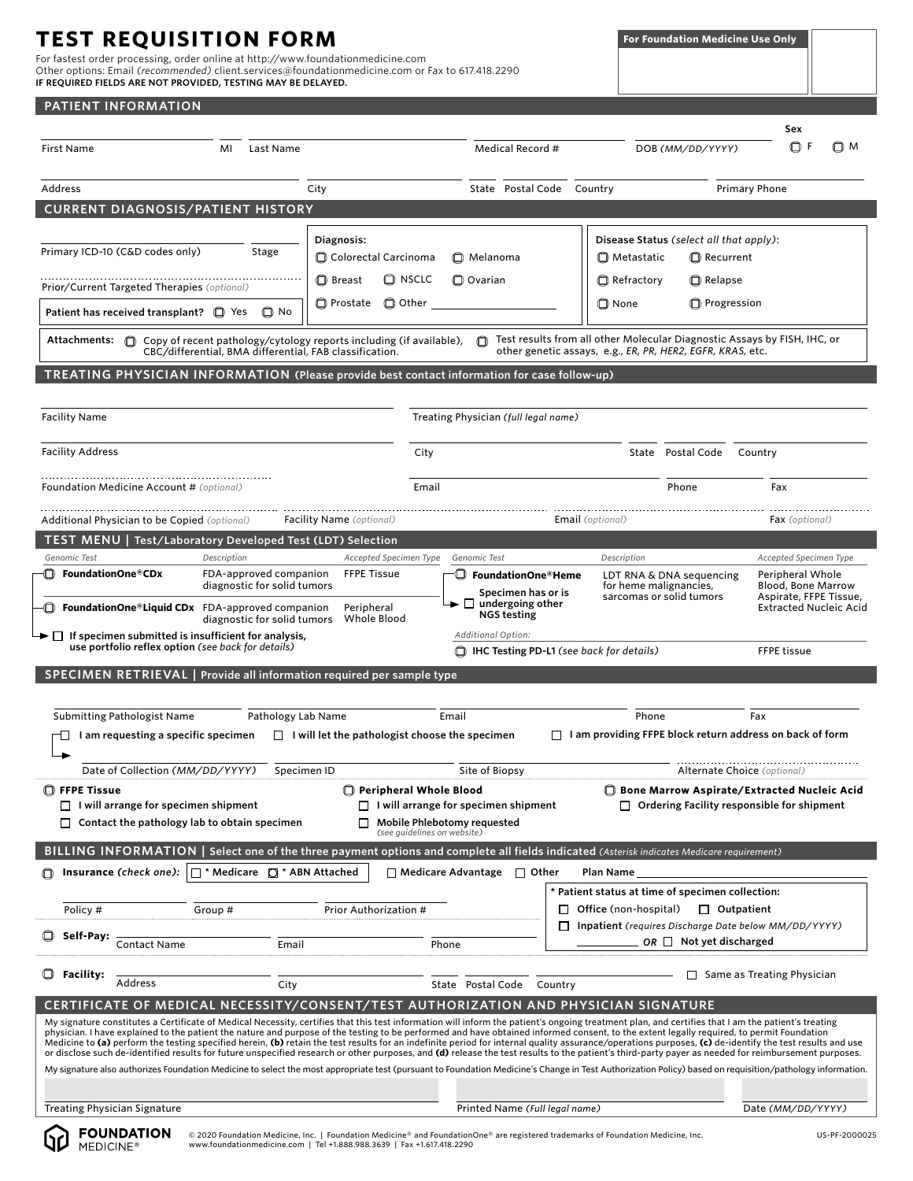# TEST REQUISITION FORM

**For Foundation Medicine Use Only**

For fastest order processing, order online at http://www.foundationmedicine.com
Other options: Email *(recommended)* client.services@foundationmedicine.com or Fax to 617.418.2290
**IF REQUIRED FIELDS ARE NOT PROVIDED, TESTING MAY BE DELAYED.**

## PATIENT INFORMATION

First Name | MI | Last Name | Medical Record # | DOB *(MM/DD/YYYY)* | Sex ☐ F ☐ M

Address | City | State | Postal Code | Country | Primary Phone

## CURRENT DIAGNOSIS/PATIENT HISTORY

Primary ICD-10 (C&D codes only) | Stage

Prior/Current Targeted Therapies *(optional)*

**Patient has received transplant?** ☐ Yes ☐ No

**Diagnosis:**
☐ Colorectal Carcinoma ☐ Melanoma
☐ Breast ☐ NSCLC ☐ Ovarian
☐ Prostate ☐ Other ______

**Disease Status** *(select all that apply)*:
☐ Metastatic ☐ Recurrent
☐ Refractory ☐ Relapse
☐ None ☐ Progression

**Attachments:** ☐ Copy of recent pathology/cytology reports including (if available), CBC/differential, BMA differential, FAB classification. ☐ Test results from all other Molecular Diagnostic Assays by FISH, IHC, or other genetic assays, e.g., *ER, PR, HER2, EGFR, KRAS*, etc.

## TREATING PHYSICIAN INFORMATION (Please provide best contact information for case follow-up)

Facility Name | Treating Physician *(full legal name)*

Facility Address | City | State | Postal Code | Country

Foundation Medicine Account # *(optional)* | Email | Phone | Fax

Additional Physician to be Copied *(optional)* | Facility Name *(optional)* | Email *(optional)* | Fax *(optional)*

## TEST MENU | Test/Laboratory Developed Test (LDT) Selection

| *Genomic Test* | *Description* | *Accepted Specimen Type* |
|---|---|---|
| ☐ **FoundationOne®CDx** | FDA-approved companion diagnostic for solid tumors | FFPE Tissue |
| ☐ **FoundationOne®Liquid CDx** | FDA-approved companion diagnostic for solid tumors | Peripheral Whole Blood |

☐ **If specimen submitted is insufficient for analysis, use portfolio reflex option** *(see back for details)*

| *Genomic Test* | *Description* | *Accepted Specimen Type* |
|---|---|---|
| ☐ **FoundationOne®Heme** | LDT RNA & DNA sequencing for heme malignancies, sarcomas or solid tumors | Peripheral Whole Blood, Bone Marrow Aspirate, FFPE Tissue, Extracted Nucleic Acid |

☐ **Specimen has or is undergoing other NGS testing**

*Additional Option:*
☐ **IHC Testing PD-L1** *(see back for details)* — FFPE tissue

## SPECIMEN RETRIEVAL | Provide all information required per sample type

Submitting Pathologist Name | Pathology Lab Name | Email | Phone | Fax

☐ **I am requesting a specific specimen** ☐ **I will let the pathologist choose the specimen** ☐ **I am providing FFPE block return address on back of form**

Date of Collection *(MM/DD/YYYY)* | Specimen ID | Site of Biopsy | Alternate Choice *(optional)*

☐ **FFPE Tissue**
☐ **I will arrange for specimen shipment**
☐ **Contact the pathology lab to obtain specimen**

☐ **Peripheral Whole Blood**
☐ **I will arrange for specimen shipment**
☐ **Mobile Phlebotomy requested** *(see guidelines on website)*

☐ **Bone Marrow Aspirate/Extracted Nucleic Acid**
☐ **Ordering Facility responsible for shipment**

## BILLING INFORMATION | Select one of the three payment options and complete all fields indicated *(Asterisk indicates Medicare requirement)*

☐ **Insurance** *(check one)*: ☐ * Medicare ☐ * ABN Attached ☐ Medicare Advantage ☐ Other **Plan Name** ______

Policy # | Group # | Prior Authorization #

**\* Patient status at time of specimen collection:**
☐ **Office** (non-hospital) ☐ **Outpatient**
☐ **Inpatient** *(requires Discharge Date below MM/DD/YYYY)*
______ *OR* ☐ **Not yet discharged**

☐ **Self-Pay:** Contact Name | Email | Phone

☐ **Facility:** Address | City | State | Postal Code | Country ☐ Same as Treating Physician

## CERTIFICATE OF MEDICAL NECESSITY/CONSENT/TEST AUTHORIZATION AND PHYSICIAN SIGNATURE

My signature constitutes a Certificate of Medical Necessity, certifies that this test information will inform the patient's ongoing treatment plan, and certifies that I am the patient's treating physician. I have explained to the patient the nature and purpose of the testing to be performed and have obtained informed consent, to the extent legally required, to permit Foundation Medicine to **(a)** perform the testing specified herein, **(b)** retain the test results for an indefinite period for internal quality assurance/operations purposes, **(c)** de-identify the test results and use or disclose such de-identified results for future unspecified research or other purposes, and **(d)** release the test results to the patient's third-party payer as needed for reimbursement purposes.

My signature also authorizes Foundation Medicine to select the most appropriate test (pursuant to Foundation Medicine's Change in Test Authorization Policy) based on requisition/pathology information.

Treating Physician Signature | Printed Name *(Full legal name)* | Date *(MM/DD/YYYY)*

**FOUNDATION MEDICINE®**

© 2020 Foundation Medicine, Inc. | Foundation Medicine® and FoundationOne® are registered trademarks of Foundation Medicine, Inc.
www.foundationmedicine.com | Tel +1.888.988.3639 | Fax +1.617.418.2290

US-PF-2000025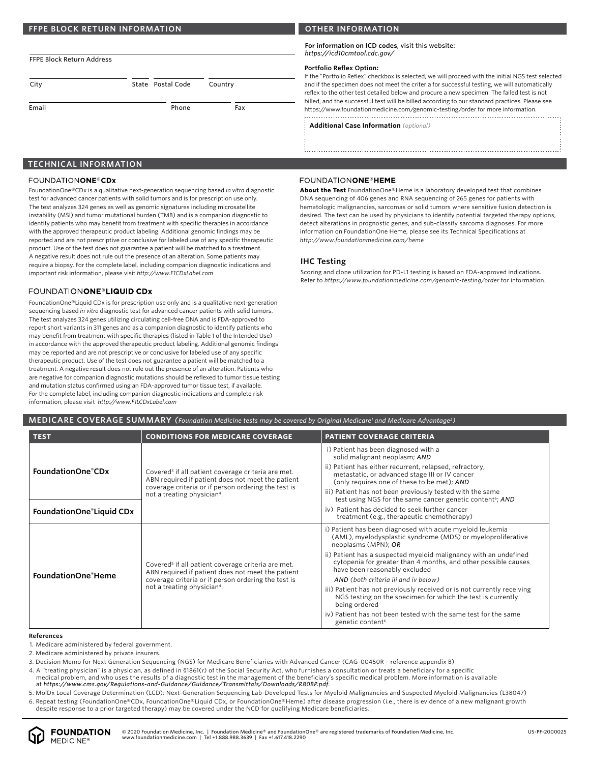## FFPE BLOCK RETURN INFORMATION

FFPE Block Return Address

City | State | Postal Code | Country

Email | Phone | Fax

## OTHER INFORMATION

**For information on ICD codes**, visit this website:
*https://icd10cmtool.cdc.gov/*

**Portfolio Reflex Option:**
If the "Portfolio Reflex" checkbox is selected, we will proceed with the initial NGS test selected and if the specimen does not meet the criteria for successful testing, we will automatically reflex to the other test detailed below and procure a new specimen. The failed test is not billed, and the successful test will be billed according to our standard practices. Please see https://www.foundationmedicine.com/genomic-testing/order for more information.

**Additional Case Information** *(optional)*

## TECHNICAL INFORMATION

### FOUNDATIONONE®CDx

FoundationOne®CDx is a qualitative next-generation sequencing based *in vitro* diagnostic test for advanced cancer patients with solid tumors and is for prescription use only. The test analyzes 324 genes as well as genomic signatures including microsatellite instability (MSI) and tumor mutational burden (TMB) and is a companion diagnostic to identify patients who may benefit from treatment with specific therapies in accordance with the approved therapeutic product labeling. Additional genomic findings may be reported and are not prescriptive or conclusive for labeled use of any specific therapeutic product. Use of the test does not guarantee a patient will be matched to a treatment. A negative result does not rule out the presence of an alteration. Some patients may require a biopsy. For the complete label, including companion diagnostic indications and important risk information, please visit *http://www.F1CDxLabel.com*

### FOUNDATIONONE®LIQUID CDx

FoundationOne®Liquid CDx is for prescription use only and is a qualitative next-generation sequencing based *in vitro* diagnostic test for advanced cancer patients with solid tumors. The test analyzes 324 genes utilizing circulating cell-free DNA and is FDA-approved to report short variants in 311 genes and as a companion diagnostic to identify patients who may benefit from treatment with specific therapies (listed in Table 1 of the Intended Use) in accordance with the approved therapeutic product labeling. Additional genomic findings may be reported and are not prescriptive or conclusive for labeled use of any specific therapeutic product. Use of the test does not guarantee a patient will be matched to a treatment. A negative result does not rule out the presence of an alteration. Patients who are negative for companion diagnostic mutations should be reflexed to tumor tissue testing and mutation status confirmed using an FDA-approved tumor tissue test, if available. For the complete label, including companion diagnostic indications and complete risk information, please visit *http://www.F1LCDxLabel.com*

### FOUNDATIONONE®HEME

**About the Test** FoundationOne®Heme is a laboratory developed test that combines DNA sequencing of 406 genes and RNA sequencing of 265 genes for patients with hematologic malignancies, sarcomas or solid tumors where sensitive fusion detection is desired. The test can be used by physicians to identify potential targeted therapy options, detect alterations in prognostic genes, and sub-classify sarcoma diagnoses. For more information on FoundationOne Heme, please see its Technical Specifications at *http://www.foundationmedicine.com/heme*

### IHC Testing

Scoring and clone utilization for PD-L1 testing is based on FDA-approved indications. Refer to *https://www.foundationmedicine.com/genomic-testing/order* for information.

## MEDICARE COVERAGE SUMMARY *(Foundation Medicine tests may be covered by Original Medicare[1] and Medicare Advantage[2])*

| TEST | CONDITIONS FOR MEDICARE COVERAGE | PATIENT COVERAGE CRITERIA |
|---|---|---|
| **FoundationOne®CDx**<br><br>**FoundationOne®Liquid CDx** | Covered[3] if all patient coverage criteria are met. ABN required if patient does not meet the patient coverage criteria or if person ordering the test is not a treating physician[4]. | i) Patient has been diagnosed with a solid malignant neoplasm; *AND*<br>ii) Patient has either recurrent, relapsed, refractory, metastatic, or advanced stage III or IV cancer (only requires one of these to be met); *AND*<br>iii) Patient has not been previously tested with the same test using NGS for the same cancer genetic content[6]; *AND*<br>iv) Patient has decided to seek further cancer treatment (e.g., therapeutic chemotherapy) |
| **FoundationOne®Heme** | Covered[5] if all patient coverage criteria are met. ABN required if patient does not meet the patient coverage criteria or if person ordering the test is not a treating physician[4]. | i) Patient has been diagnosed with acute myeloid leukemia (AML), myelodysplastic syndrome (MDS) or myeloproliferative neoplasms (MPN); *OR*<br>ii) Patient has a suspected myeloid malignancy with an undefined cytopenia for greater than 4 months, and other possible causes have been reasonably excluded<br>*AND (both criteria iii and iv below)*<br>iii) Patient has not previously received or is not currently receiving NGS testing on the specimen for which the test is currently being ordered<br>iv) Patient has not been tested with the same test for the same genetic content[6] |

**References**

1. Medicare administered by federal government.
2. Medicare administered by private insurers.
3. Decision Memo for Next Generation Sequencing (NGS) for Medicare Beneficiaries with Advanced Cancer (CAG-00450R – reference appendix B)
4. A "treating physician" is a physician, as defined in §1861(r) of the Social Security Act, who furnishes a consultation or treats a beneficiary for a specific medical problem, and who uses the results of a diagnostic test in the management of the beneficiary's specific medical problem. More information is available at *https://www.cms.gov/Regulations-and-Guidance/Guidance/Transmittals/Downloads/R80BP.pdf*.
5. MolDx Local Coverage Determination (LCD): Next-Generation Sequencing Lab-Developed Tests for Myeloid Malignancies and Suspected Myeloid Malignancies (L38047)
6. Repeat testing (FoundationOne®CDx, FoundationOne®Liquid CDx, or FoundationOne®Heme) after disease progression (i.e., there is evidence of a new malignant growth despite response to a prior targeted therapy) may be covered under the NCD for qualifying Medicare beneficiaries.

**FOUNDATION** MEDICINE®

© 2020 Foundation Medicine, Inc. | Foundation Medicine® and FoundationOne® are registered trademarks of Foundation Medicine, Inc.
www.foundationmedicine.com | Tel +1.888.988.3639 | Fax +1.617.418.2290

US-PF-2000025